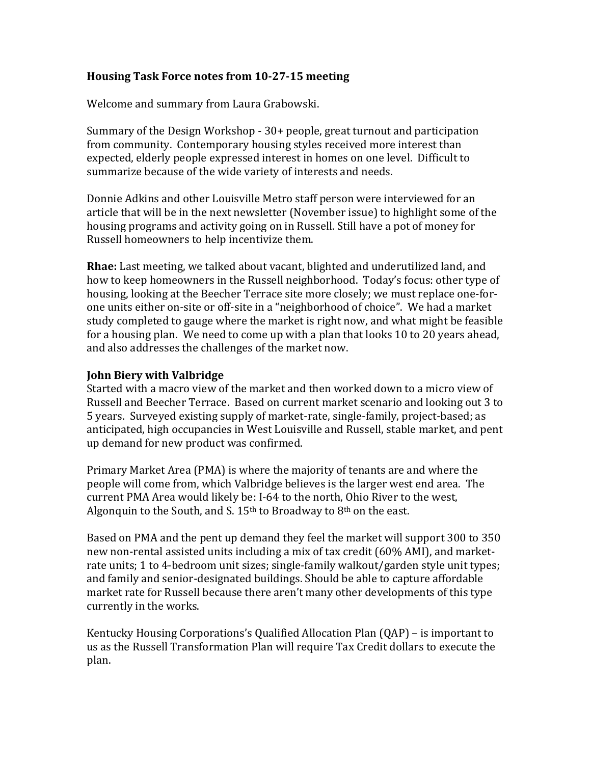## Housing Task Force notes from 10-27-15 meeting

Welcome and summary from Laura Grabowski.

Summary of the Design Workshop - 30+ people, great turnout and participation from community. Contemporary housing styles received more interest than expected, elderly people expressed interest in homes on one level. Difficult to summarize because of the wide variety of interests and needs.

Donnie Adkins and other Louisville Metro staff person were interviewed for an article that will be in the next newsletter (November issue) to highlight some of the housing programs and activity going on in Russell. Still have a pot of money for Russell homeowners to help incentivize them.

**Rhae:** Last meeting, we talked about vacant, blighted and underutilized land, and how to keep homeowners in the Russell neighborhood. Today's focus: other type of housing, looking at the Beecher Terrace site more closely; we must replace one-for-one units either on-site or off-site in a "neighborhood of choice". We had a market study completed to gauge where the market is right now, and what might be feasible for a housing plan. We need to come up with a plan that looks 10 to 20 years ahead, and also addresses the challenges of the market now.

### John Biery with Valbridge

Started with a macro view of the market and then worked down to a micro view of Russell and Beecher Terrace. Based on current market scenario and looking out 3 to 5 years. Surveyed existing supply of market-rate, single-family, project-based; as anticipated, high occupancies in West Louisville and Russell, stable market, and pent up demand for new product was confirmed.

Primary Market Area (PMA) is where the majority of tenants are and where the people will come from, which Valbridge believes is the larger west end area. The current PMA Area would likely be: I-64 to the north, Ohio River to the west, Algonquin to the South, and S. 15th to Broadway to 8th on the east.

Based on PMA and the pent up demand they feel the market will support 300 to 350 new non-rental assisted units including a mix of tax credit (60% AMI), and market-rate units; 1 to 4-bedroom unit sizes; single-family walkout/garden style unit types; and family and senior-designated buildings. Should be able to capture affordable market rate for Russell because there aren't many other developments of this type currently in the works.

Kentucky Housing Corporations's Qualified Allocation Plan (QAP) – is important to us as the Russell Transformation Plan will require Tax Credit dollars to execute the plan.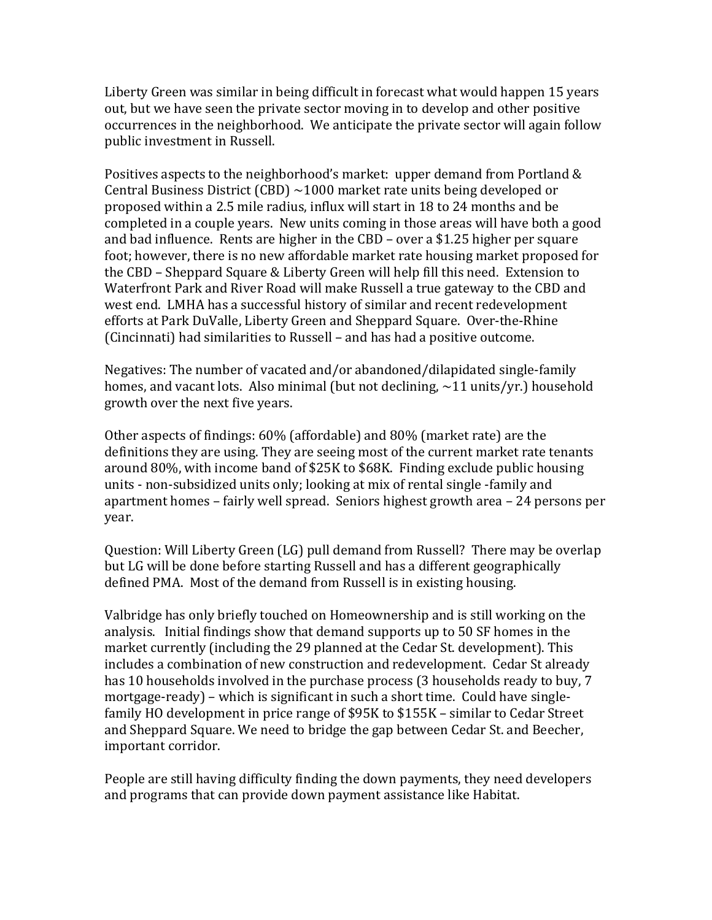Liberty Green was similar in being difficult in forecast what would happen 15 years out, but we have seen the private sector moving in to develop and other positive occurrences in the neighborhood. We anticipate the private sector will again follow public investment in Russell.

Positives aspects to the neighborhood's market: upper demand from Portland & Central Business District (CBD) ~1000 market rate units being developed or proposed within a 2.5 mile radius, influx will start in 18 to 24 months and be completed in a couple years. New units coming in those areas will have both a good and bad influence. Rents are higher in the CBD – over a $1.25 higher per square foot; however, there is no new affordable market rate housing market proposed for the CBD – Sheppard Square & Liberty Green will help fill this need. Extension to Waterfront Park and River Road will make Russell a true gateway to the CBD and west end. LMHA has a successful history of similar and recent redevelopment efforts at Park DuValle, Liberty Green and Sheppard Square. Over-the-Rhine (Cincinnati) had similarities to Russell – and has had a positive outcome.

Negatives: The number of vacated and/or abandoned/dilapidated single-family homes, and vacant lots. Also minimal (but not declining, ~11 units/yr.) household growth over the next five years.

Other aspects of findings: 60% (affordable) and 80% (market rate) are the definitions they are using. They are seeing most of the current market rate tenants around 80%, with income band of $25K to $68K. Finding exclude public housing units - non-subsidized units only; looking at mix of rental single -family and apartment homes – fairly well spread. Seniors highest growth area – 24 persons per year.

Question: Will Liberty Green (LG) pull demand from Russell? There may be overlap but LG will be done before starting Russell and has a different geographically defined PMA. Most of the demand from Russell is in existing housing.

Valbridge has only briefly touched on Homeownership and is still working on the analysis. Initial findings show that demand supports up to 50 SF homes in the market currently (including the 29 planned at the Cedar St. development). This includes a combination of new construction and redevelopment. Cedar St already has 10 households involved in the purchase process (3 households ready to buy, 7 mortgage-ready) – which is significant in such a short time. Could have single-family HO development in price range of $95K to $155K – similar to Cedar Street and Sheppard Square. We need to bridge the gap between Cedar St. and Beecher, important corridor.

People are still having difficulty finding the down payments, they need developers and programs that can provide down payment assistance like Habitat.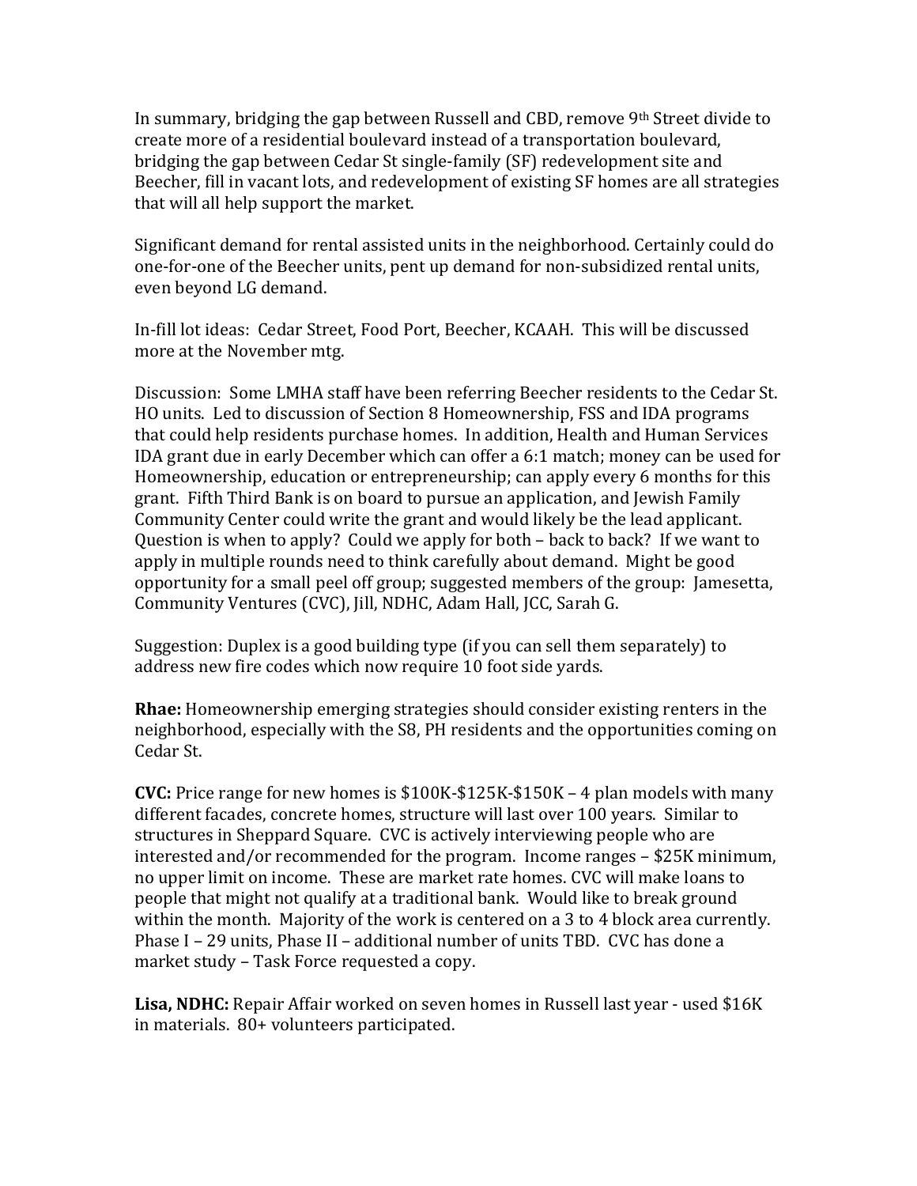In summary, bridging the gap between Russell and CBD, remove 9th Street divide to create more of a residential boulevard instead of a transportation boulevard, bridging the gap between Cedar St single-family (SF) redevelopment site and Beecher, fill in vacant lots, and redevelopment of existing SF homes are all strategies that will all help support the market.

Significant demand for rental assisted units in the neighborhood. Certainly could do one-for-one of the Beecher units, pent up demand for non-subsidized rental units, even beyond LG demand.

In-fill lot ideas: Cedar Street, Food Port, Beecher, KCAAH. This will be discussed more at the November mtg.

Discussion: Some LMHA staff have been referring Beecher residents to the Cedar St. HO units. Led to discussion of Section 8 Homeownership, FSS and IDA programs that could help residents purchase homes. In addition, Health and Human Services IDA grant due in early December which can offer a 6:1 match; money can be used for Homeownership, education or entrepreneurship; can apply every 6 months for this grant. Fifth Third Bank is on board to pursue an application, and Jewish Family Community Center could write the grant and would likely be the lead applicant. Question is when to apply? Could we apply for both – back to back? If we want to apply in multiple rounds need to think carefully about demand. Might be good opportunity for a small peel off group; suggested members of the group: Jamesetta, Community Ventures (CVC), Jill, NDHC, Adam Hall, JCC, Sarah G.

Suggestion: Duplex is a good building type (if you can sell them separately) to address new fire codes which now require 10 foot side yards.

**Rhae:** Homeownership emerging strategies should consider existing renters in the neighborhood, especially with the S8, PH residents and the opportunities coming on Cedar St.

**CVC:** Price range for new homes is $100K-$125K-$150K – 4 plan models with many different facades, concrete homes, structure will last over 100 years. Similar to structures in Sheppard Square. CVC is actively interviewing people who are interested and/or recommended for the program. Income ranges – $25K minimum, no upper limit on income. These are market rate homes. CVC will make loans to people that might not qualify at a traditional bank. Would like to break ground within the month. Majority of the work is centered on a 3 to 4 block area currently. Phase I – 29 units, Phase II – additional number of units TBD. CVC has done a market study – Task Force requested a copy.

**Lisa, NDHC:** Repair Affair worked on seven homes in Russell last year - used $16K in materials. 80+ volunteers participated.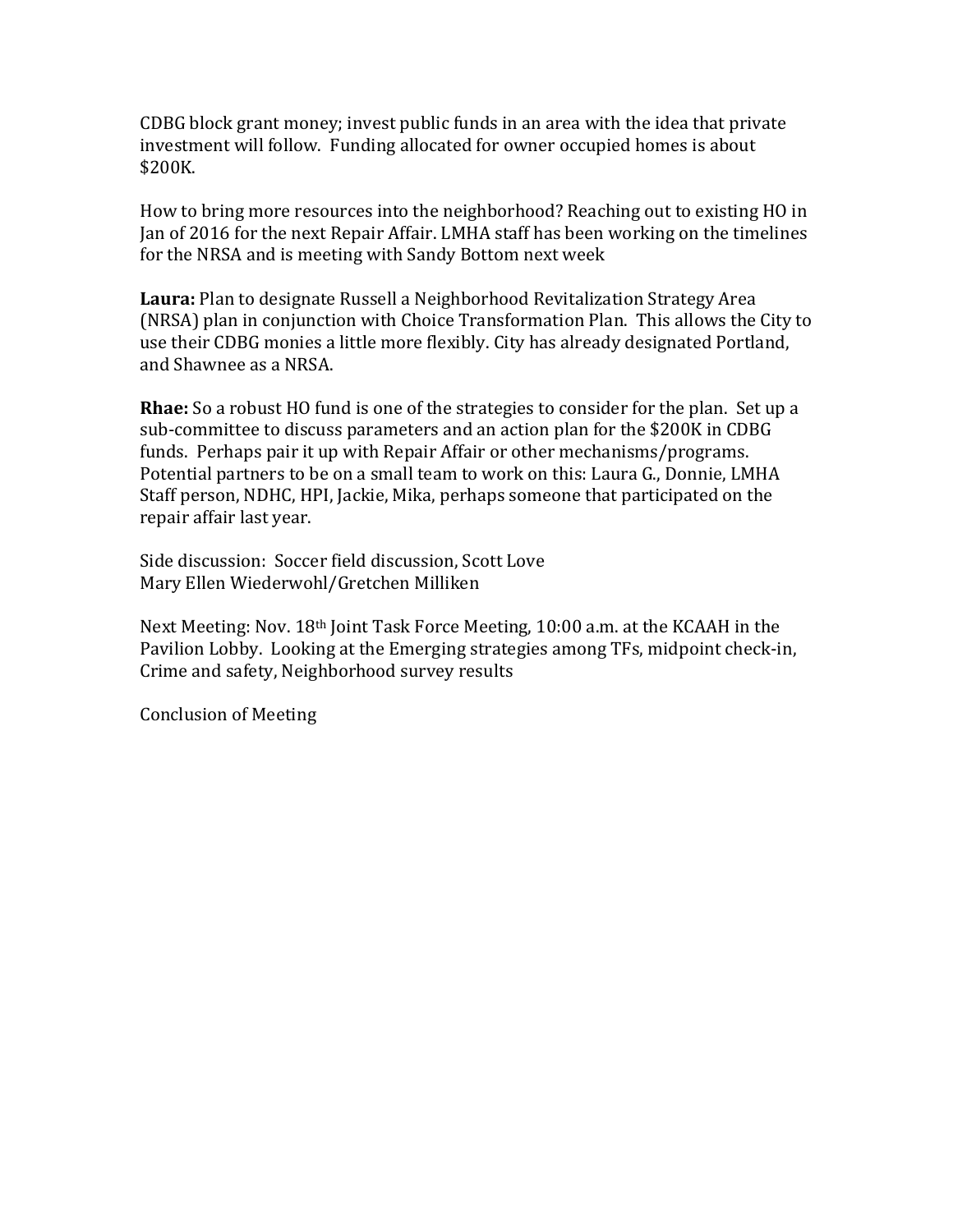CDBG block grant money; invest public funds in an area with the idea that private investment will follow. Funding allocated for owner occupied homes is about $200K.

How to bring more resources into the neighborhood? Reaching out to existing HO in Jan of 2016 for the next Repair Affair. LMHA staff has been working on the timelines for the NRSA and is meeting with Sandy Bottom next week

**Laura:** Plan to designate Russell a Neighborhood Revitalization Strategy Area (NRSA) plan in conjunction with Choice Transformation Plan. This allows the City to use their CDBG monies a little more flexibly. City has already designated Portland, and Shawnee as a NRSA.

**Rhae:** So a robust HO fund is one of the strategies to consider for the plan. Set up a sub-committee to discuss parameters and an action plan for the $200K in CDBG funds. Perhaps pair it up with Repair Affair or other mechanisms/programs. Potential partners to be on a small team to work on this: Laura G., Donnie, LMHA Staff person, NDHC, HPI, Jackie, Mika, perhaps someone that participated on the repair affair last year.

Side discussion: Soccer field discussion, Scott Love
Mary Ellen Wiederwohl/Gretchen Milliken

Next Meeting: Nov. 18th Joint Task Force Meeting, 10:00 a.m. at the KCAAH in the Pavilion Lobby. Looking at the Emerging strategies among TFs, midpoint check-in, Crime and safety, Neighborhood survey results

Conclusion of Meeting